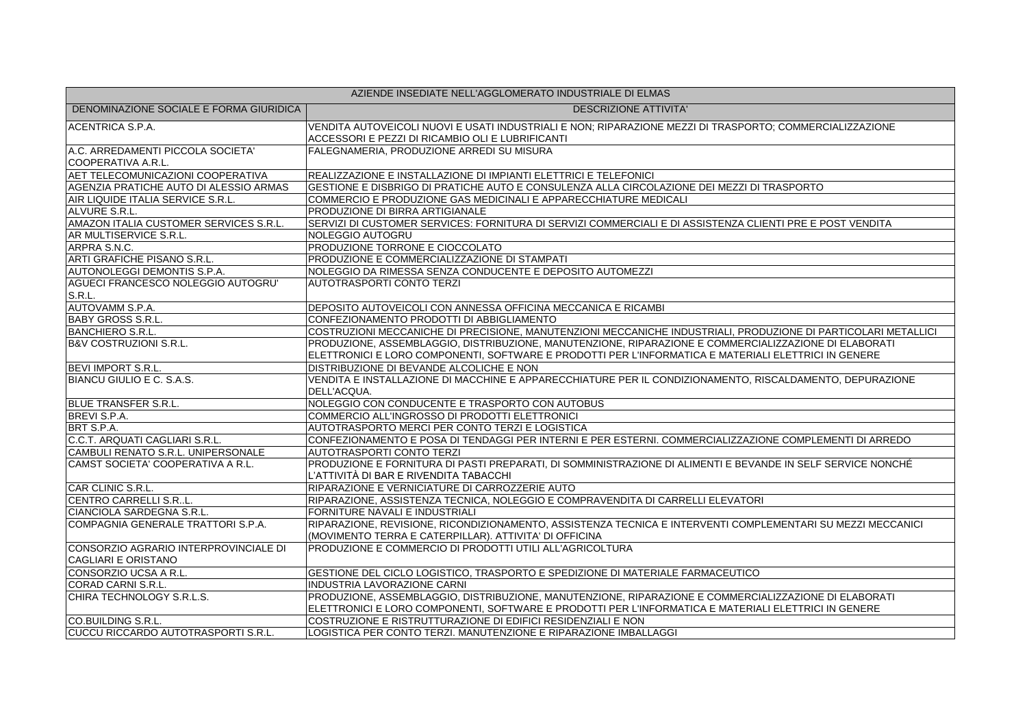| AZIENDE INSEDIATE NELL'AGGLOMERATO INDUSTRIALE DI ELMAS | |
|---|---|
| DENOMINAZIONE SOCIALE E FORMA GIURIDICA | DESCRIZIONE ATTIVITA' |
| ACENTRICA S.P.A. | VENDITA AUTOVEICOLI NUOVI E USATI INDUSTRIALI E NON; RIPARAZIONE MEZZI DI TRASPORTO; COMMERCIALIZZAZIONE ACCESSORI E PEZZI DI RICAMBIO OLI E LUBRIFICANTI |
| A.C. ARREDAMENTI PICCOLA SOCIETA' COOPERATIVA A.R.L. | FALEGNAMERIA, PRODUZIONE ARREDI SU MISURA |
| AET TELECOMUNICAZIONI COOPERATIVA | REALIZZAZIONE E INSTALLAZIONE DI IMPIANTI ELETTRICI E TELEFONICI |
| AGENZIA PRATICHE AUTO DI ALESSIO ARMAS | GESTIONE E DISBRIGO DI PRATICHE AUTO E CONSULENZA ALLA CIRCOLAZIONE DEI MEZZI DI TRASPORTO |
| AIR LIQUIDE ITALIA SERVICE S.R.L. | COMMERCIO E PRODUZIONE GAS MEDICINALI E APPARECCHIATURE MEDICALI |
| ALVURE S.R.L. | PRODUZIONE DI BIRRA ARTIGIANALE |
| AMAZON ITALIA CUSTOMER SERVICES S.R.L. | SERVIZI DI CUSTOMER SERVICES: FORNITURA DI SERVIZI COMMERCIALI E DI ASSISTENZA CLIENTI PRE E POST VENDITA |
| AR MULTISERVICE S.R.L. | NOLEGGIO AUTOGRU |
| ARPRA S.N.C. | PRODUZIONE TORRONE E CIOCCOLATO |
| ARTI GRAFICHE PISANO S.R.L. | PRODUZIONE E COMMERCIALIZZAZIONE DI STAMPATI |
| AUTONOLEGGI DEMONTIS S.P.A. | NOLEGGIO DA RIMESSA SENZA CONDUCENTE E DEPOSITO AUTOMEZZI |
| AGUECI FRANCESCO NOLEGGIO AUTOGRU' S.R.L. | AUTOTRASPORTI CONTO TERZI |
| AUTOVAMM S.P.A. | DEPOSITO AUTOVEICOLI CON ANNESSA OFFICINA MECCANICA E RICAMBI |
| BABY GROSS S.R.L. | CONFEZIONAMENTO PRODOTTI DI ABBIGLIAMENTO |
| BANCHIERO S.R.L. | COSTRUZIONI MECCANICHE DI PRECISIONE, MANUTENZIONI MECCANICHE INDUSTRIALI, PRODUZIONE DI PARTICOLARI METALLICI |
| B&V COSTRUZIONI S.R.L. | PRODUZIONE, ASSEMBLAGGIO, DISTRIBUZIONE, MANUTENZIONE, RIPARAZIONE E COMMERCIALIZZAZIONE DI ELABORATI ELETTRONICI E LORO COMPONENTI, SOFTWARE E PRODOTTI PER L'INFORMATICA E MATERIALI ELETTRICI IN GENERE |
| BEVI IMPORT S.R.L. | DISTRIBUZIONE DI BEVANDE ALCOLICHE E NON |
| BIANCU GIULIO E C. S.A.S. | VENDITA E INSTALLAZIONE DI MACCHINE E APPARECCHIATURE PER IL CONDIZIONAMENTO, RISCALDAMENTO, DEPURAZIONE DELL'ACQUA. |
| BLUE TRANSFER S.R.L. | NOLEGGIO CON CONDUCENTE E TRASPORTO CON AUTOBUS |
| BREVI S.P.A. | COMMERCIO ALL'INGROSSO DI PRODOTTI ELETTRONICI |
| BRT S.P.A. | AUTOTRASPORTO MERCI PER CONTO TERZI E LOGISTICA |
| C.C.T. ARQUATI CAGLIARI S.R.L. | CONFEZIONAMENTO E POSA DI TENDAGGI PER INTERNI E PER ESTERNI. COMMERCIALIZZAZIONE COMPLEMENTI DI ARREDO |
| CAMBULI RENATO S.R.L. UNIPERSONALE | AUTOTRASPORTI CONTO TERZI |
| CAMST SOCIETA' COOPERATIVA A R.L. | PRODUZIONE E FORNITURA DI PASTI PREPARATI, DI SOMMINISTRAZIONE DI ALIMENTI E BEVANDE IN SELF SERVICE NONCHÉ L'ATTIVITÀ DI BAR E RIVENDITA TABACCHI |
| CAR CLINIC S.R.L. | RIPARAZIONE E VERNICIATURE DI CARROZZERIE AUTO |
| CENTRO CARRELLI S.R..L. | RIPARAZIONE, ASSISTENZA TECNICA, NOLEGGIO E COMPRAVENDITA DI CARRELLI ELEVATORI |
| CIANCIOLA SARDEGNA S.R.L. | FORNITURE NAVALI E INDUSTRIALI |
| COMPAGNIA GENERALE TRATTORI S.P.A. | RIPARAZIONE, REVISIONE, RICONDIZIONAMENTO, ASSISTENZA TECNICA E INTERVENTI COMPLEMENTARI SU MEZZI MECCANICI (MOVIMENTO TERRA E CATERPILLAR). ATTIVITA' DI OFFICINA |
| CONSORZIO AGRARIO INTERPROVINCIALE DI CAGLIARI E ORISTANO | PRODUZIONE E COMMERCIO DI PRODOTTI UTILI ALL'AGRICOLTURA |
| CONSORZIO UCSA A R.L. | GESTIONE DEL CICLO LOGISTICO, TRASPORTO E SPEDIZIONE DI MATERIALE FARMACEUTICO |
| CORAD CARNI S.R.L. | INDUSTRIA LAVORAZIONE CARNI |
| CHIRA TECHNOLOGY S.R.L.S. | PRODUZIONE, ASSEMBLAGGIO, DISTRIBUZIONE, MANUTENZIONE, RIPARAZIONE E COMMERCIALIZZAZIONE DI ELABORATI ELETTRONICI E LORO COMPONENTI, SOFTWARE E PRODOTTI PER L'INFORMATICA E MATERIALI ELETTRICI IN GENERE |
| CO.BUILDING S.R.L. | COSTRUZIONE E RISTRUTTURAZIONE DI EDIFICI RESIDENZIALI E NON |
| CUCCU RICCARDO AUTOTRASPORTI S.R.L. | LOGISTICA PER CONTO TERZI. MANUTENZIONE E RIPARAZIONE IMBALLAGGI |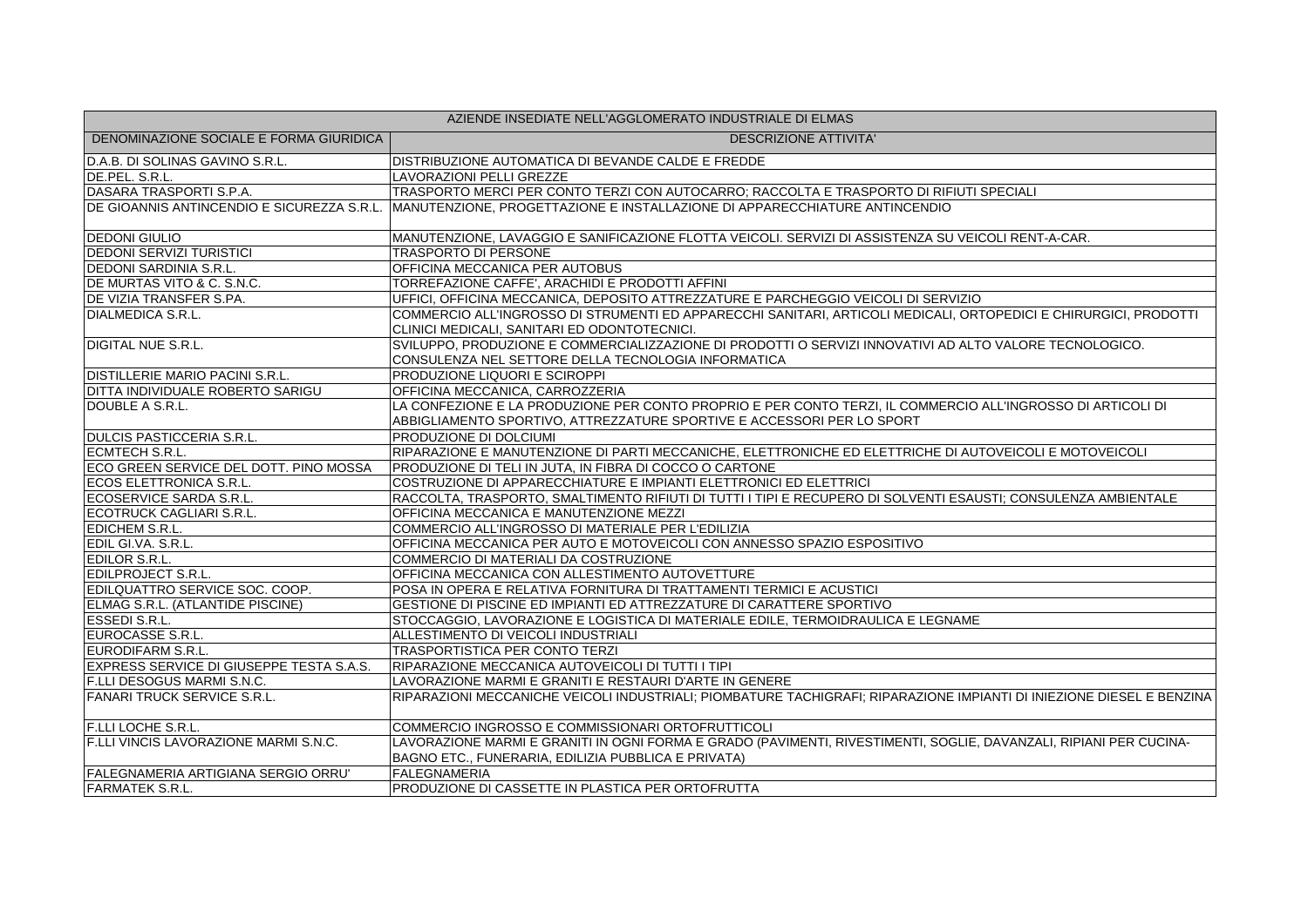| AZIENDE INSEDIATE NELL'AGGLOMERATO INDUSTRIALE DI ELMAS | |
| --- | --- |
| DENOMINAZIONE SOCIALE E FORMA GIURIDICA | DESCRIZIONE ATTIVITA' |
| D.A.B. DI SOLINAS GAVINO S.R.L. | DISTRIBUZIONE AUTOMATICA DI BEVANDE CALDE E FREDDE |
| DE.PEL. S.R.L. | LAVORAZIONI PELLI GREZZE |
| DASARA TRASPORTI S.P.A. | TRASPORTO MERCI PER CONTO TERZI CON AUTOCARRO; RACCOLTA E TRASPORTO DI RIFIUTI SPECIALI |
| DE GIOANNIS ANTINCENDIO E SICUREZZA S.R.L. | MANUTENZIONE, PROGETTAZIONE E INSTALLAZIONE DI APPARECCHIATURE ANTINCENDIO |
| DEDONI GIULIO | MANUTENZIONE, LAVAGGIO E SANIFICAZIONE FLOTTA VEICOLI. SERVIZI DI ASSISTENZA SU VEICOLI RENT-A-CAR. |
| DEDONI SERVIZI TURISTICI | TRASPORTO DI PERSONE |
| DEDONI SARDINIA S.R.L. | OFFICINA MECCANICA PER AUTOBUS |
| DE MURTAS VITO & C. S.N.C. | TORREFAZIONE CAFFE', ARACHIDI E PRODOTTI AFFINI |
| DE VIZIA TRANSFER S.PA. | UFFICI, OFFICINA MECCANICA, DEPOSITO ATTREZZATURE E PARCHEGGIO VEICOLI DI SERVIZIO |
| DIALMEDICA S.R.L. | COMMERCIO ALL'INGROSSO DI STRUMENTI ED APPARECCHI SANITARI, ARTICOLI MEDICALI, ORTOPEDICI E CHIRURGICI, PRODOTTI CLINICI MEDICALI, SANITARI ED ODONTOTECNICI. |
| DIGITAL NUE S.R.L. | SVILUPPO, PRODUZIONE E COMMERCIALIZZAZIONE DI PRODOTTI O SERVIZI INNOVATIVI AD ALTO VALORE TECNOLOGICO. CONSULENZA NEL SETTORE DELLA TECNOLOGIA INFORMATICA |
| DISTILLERIE MARIO PACINI S.R.L. | PRODUZIONE LIQUORI E SCIROPPI |
| DITTA INDIVIDUALE ROBERTO SARIGU | OFFICINA MECCANICA, CARROZZERIA |
| DOUBLE A S.R.L. | LA CONFEZIONE E LA PRODUZIONE PER CONTO PROPRIO E PER CONTO TERZI, IL COMMERCIO ALL'INGROSSO DI ARTICOLI DI ABBIGLIAMENTO SPORTIVO, ATTREZZATURE SPORTIVE E ACCESSORI PER LO SPORT |
| DULCIS PASTICCERIA S.R.L. | PRODUZIONE DI DOLCIUMI |
| ECMTECH S.R.L. | RIPARAZIONE E MANUTENZIONE DI PARTI MECCANICHE, ELETTRONICHE ED ELETTRICHE DI AUTOVEICOLI E MOTOVEICOLI |
| ECO GREEN SERVICE DEL DOTT. PINO MOSSA | PRODUZIONE DI TELI IN JUTA, IN FIBRA DI COCCO O CARTONE |
| ECOS ELETTRONICA S.R.L. | COSTRUZIONE DI APPARECCHIATURE E IMPIANTI ELETTRONICI ED ELETTRICI |
| ECOSERVICE SARDA S.R.L. | RACCOLTA, TRASPORTO, SMALTIMENTO RIFIUTI DI TUTTI I TIPI E RECUPERO DI SOLVENTI ESAUSTI; CONSULENZA AMBIENTALE |
| ECOTRUCK CAGLIARI S.R.L. | OFFICINA MECCANICA E MANUTENZIONE MEZZI |
| EDICHEM S.R.L. | COMMERCIO ALL'INGROSSO DI MATERIALE PER L'EDILIZIA |
| EDIL GI.VA. S.R.L. | OFFICINA MECCANICA PER AUTO E MOTOVEICOLI CON ANNESSO SPAZIO ESPOSITIVO |
| EDILOR S.R.L. | COMMERCIO DI MATERIALI DA COSTRUZIONE |
| EDILPROJECT S.R.L. | OFFICINA MECCANICA CON ALLESTIMENTO AUTOVETTURE |
| EDILQUATTRO SERVICE SOC. COOP. | POSA IN OPERA E RELATIVA FORNITURA DI TRATTAMENTI TERMICI E ACUSTICI |
| ELMAG S.R.L. (ATLANTIDE PISCINE) | GESTIONE DI PISCINE ED IMPIANTI ED ATTREZZATURE DI CARATTERE SPORTIVO |
| ESSEDI S.R.L. | STOCCAGGIO, LAVORAZIONE E LOGISTICA DI MATERIALE EDILE, TERMOIDRAULICA E LEGNAME |
| EUROCASSE S.R.L. | ALLESTIMENTO DI VEICOLI INDUSTRIALI |
| EURODIFARM S.R.L. | TRASPORTISTICA PER CONTO TERZI |
| EXPRESS SERVICE DI GIUSEPPE TESTA S.A.S. | RIPARAZIONE MECCANICA AUTOVEICOLI DI TUTTI I TIPI |
| F.LLI DESOGUS MARMI S.N.C. | LAVORAZIONE MARMI E GRANITI E RESTAURI D'ARTE IN GENERE |
| FANARI TRUCK SERVICE S.R.L. | RIPARAZIONI MECCANICHE VEICOLI INDUSTRIALI; PIOMBATURE TACHIGRAFI; RIPARAZIONE IMPIANTI DI INIEZIONE DIESEL E BENZINA |
| F.LLI LOCHE S.R.L. | COMMERCIO INGROSSO E COMMISSIONARI ORTOFRUTTICOLI |
| F.LLI VINCIS LAVORAZIONE MARMI S.N.C. | LAVORAZIONE MARMI E GRANITI IN OGNI FORMA E GRADO (PAVIMENTI, RIVESTIMENTI, SOGLIE, DAVANZALI, RIPIANI PER CUCINA-BAGNO ETC., FUNERARIA, EDILIZIA PUBBLICA E PRIVATA) |
| FALEGNAMERIA ARTIGIANA SERGIO ORRU' | FALEGNAMERIA |
| FARMATEK S.R.L. | PRODUZIONE DI CASSETTE IN PLASTICA PER ORTOFRUTTA |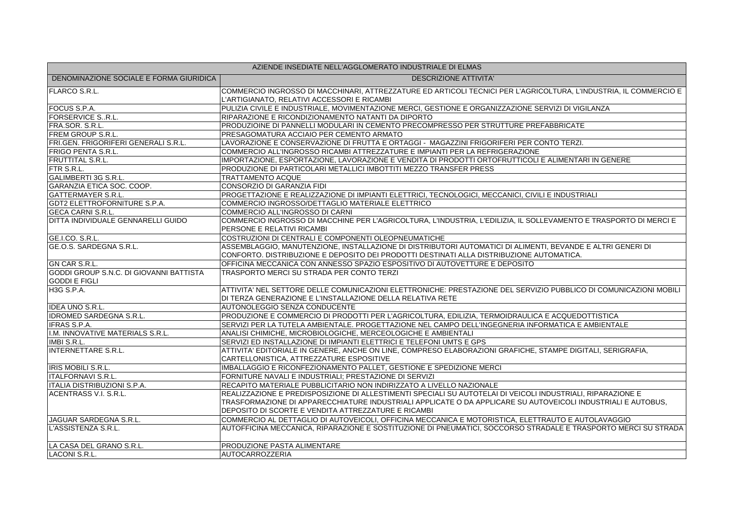| AZIENDE INSEDIATE NELL'AGGLOMERATO INDUSTRIALE DI ELMAS | |
|---|---|
| DENOMINAZIONE SOCIALE E FORMA GIURIDICA | DESCRIZIONE ATTIVITA' |
| FLARCO S.R.L. | COMMERCIO INGROSSO DI MACCHINARI, ATTREZZATURE ED ARTICOLI TECNICI PER L'AGRICOLTURA, L'INDUSTRIA, IL COMMERCIO E L'ARTIGIANATO, RELATIVI ACCESSORI E RICAMBI |
| FOCUS S.P.A. | PULIZIA CIVILE E INDUSTRIALE, MOVIMENTAZIONE MERCI, GESTIONE E ORGANIZZAZIONE SERVIZI DI VIGILANZA |
| FORSERVICE S..R.L. | RIPARAZIONE E RICONDIZIONAMENTO NATANTI DA DIPORTO |
| FRA.SOR. S.R.L. | PRODUZIOINE DI PANNELLI MODULARI IN CEMENTO PRECOMPRESSO PER STRUTTURE PREFABBRICATE |
| FREM GROUP S.R.L. | PRESAGOMATURA ACCIAIO PER CEMENTO ARMATO |
| FRI.GEN. FRIGORIFERI GENERALI S.R.L. | LAVORAZIONE E CONSERVAZIONE DI FRUTTA E ORTAGGI - MAGAZZINI FRIGORIFERI PER CONTO TERZI. |
| FRIGO PENTA S.R.L. | COMMERCIO ALL'INGROSSO RICAMBI ATTREZZATURE E IMPIANTI PER LA REFRIGERAZIONE |
| FRUTTITAL S.R.L. | IMPORTAZIONE, ESPORTAZIONE, LAVORAZIONE E VENDITA DI PRODOTTI ORTOFRUTTICOLI E ALIMENTARI IN GENERE |
| FTR S.R.L. | PRODUZIONE DI PARTICOLARI METALLICI IMBOTTITI MEZZO TRANSFER PRESS |
| GALIMBERTI 3G S.R.L. | TRATTAMENTO ACQUE |
| GARANZIA ETICA SOC. COOP. | CONSORZIO DI GARANZIA FIDI |
| GATTERMAYER S.R.L. | PROGETTAZIONE E REALIZZAZIONE DI IMPIANTI ELETTRICI, TECNOLOGICI, MECCANICI, CIVILI E INDUSTRIALI |
| GDT2 ELETTROFORNITURE S.P.A. | COMMERCIO INGROSSO/DETTAGLIO MATERIALE ELETTRICO |
| GECA CARNI S.R.L. | COMMERCIO ALL'INGROSSO DI CARNI |
| DITTA INDIVIDUALE GENNARELLI GUIDO | COMMERCIO INGROSSO DI MACCHINE PER L'AGRICOLTURA, L'INDUSTRIA, L'EDILIZIA, IL SOLLEVAMENTO E TRASPORTO DI MERCI E PERSONE E RELATIVI RICAMBI |
| GE.I.CO. S.R.L. | COSTRUZIONI DI CENTRALI E COMPONENTI OLEOPNEUMATICHE |
| GE.O.S. SARDEGNA S.R.L. | ASSEMBLAGGIO, MANUTENZIONE, INSTALLAZIONE DI DISTRIBUTORI AUTOMATICI DI ALIMENTI, BEVANDE E ALTRI GENERI DI CONFORTO. DISTRIBUZIONE E DEPOSITO DEI PRODOTTI DESTINATI ALLA DISTRIBUZIONE AUTOMATICA. |
| GN CAR S.R.L. | OFFICINA MECCANICA CON ANNESSO SPAZIO ESPOSITIVO DI AUTOVETTURE E DEPOSITO |
| GODDI GROUP S.N.C. DI GIOVANNI BATTISTA GODDI E FIGLI | TRASPORTO MERCI SU STRADA PER CONTO TERZI |
| H3G S.P.A. | ATTIVITA' NEL SETTORE DELLE COMUNICAZIONI ELETTRONICHE: PRESTAZIONE DEL SERVIZIO PUBBLICO DI COMUNICAZIONI MOBILI DI TERZA GENERAZIONE E L'INSTALLAZIONE DELLA RELATIVA RETE |
| IDEA UNO S.R.L. | AUTONOLEGGIO SENZA CONDUCENTE |
| IDROMED SARDEGNA S.R.L. | PRODUZIONE E COMMERCIO DI PRODOTTI PER L'AGRICOLTURA, EDILIZIA, TERMOIDRAULICA E ACQUEDOTTISTICA |
| IFRAS S.P.A. | SERVIZI PER LA TUTELA AMBIENTALE. PROGETTAZIONE NEL CAMPO DELL'INGEGNERIA INFORMATICA E AMBIENTALE |
| I.M. INNOVATIVE MATERIALS S.R.L. | ANALISI CHIMICHE, MICROBIOLOGICHE, MERCEOLOGICHE E AMBIENTALI |
| IMBI S.R.L. | SERVIZI ED INSTALLAZIONE DI IMPIANTI ELETTRICI E TELEFONI UMTS E GPS |
| INTERNETTARE S.R.L. | ATTIVITA' EDITORIALE IN GENERE, ANCHE ON LINE, COMPRESO ELABORAZIONI GRAFICHE, STAMPE DIGITALI, SERIGRAFIA, CARTELLONISTICA, ATTREZZATURE ESPOSITIVE |
| IRIS MOBILI S.R.L. | IMBALLAGGIO E RICONFEZIONAMENTO PALLET, GESTIONE E SPEDIZIONE MERCI |
| ITALFORNAVI S.R.L. | FORNITURE NAVALI E INDUSTRIALI; PRESTAZIONE DI SERVIZI |
| ITALIA DISTRIBUZIONI S.P.A. | RECAPITO MATERIALE PUBBLICITARIO NON INDIRIZZATO A LIVELLO NAZIONALE |
| ACENTRASS V.I. S.R.L. | REALIZZAZIONE E PREDISPOSIZIONE DI ALLESTIMENTI SPECIALI SU AUTOTELAI DI VEICOLI INDUSTRIALI, RIPARAZIONE E TRASFORMAZIONE DI APPARECCHIATURE INDUSTRIALI APPLICATE O DA APPLICARE SU AUTOVEICOLI INDUSTRIALI E AUTOBUS, DEPOSITO DI SCORTE E VENDITA ATTREZZATURE E RICAMBI |
| JAGUAR SARDEGNA S.R.L. | COMMERCIO AL DETTAGLIO DI AUTOVEICOLI, OFFICINA MECCANICA E MOTORISTICA, ELETTRAUTO E AUTOLAVAGGIO |
| L'ASSISTENZA S.R.L. | AUTOFFICINA MECCANICA, RIPARAZIONE E SOSTITUZIONE DI PNEUMATICI, SOCCORSO STRADALE E TRASPORTO MERCI SU STRADA |
| LA CASA DEL GRANO S.R.L. | PRODUZIONE PASTA ALIMENTARE |
| LACONI S.R.L. | AUTOCARROZZERIA |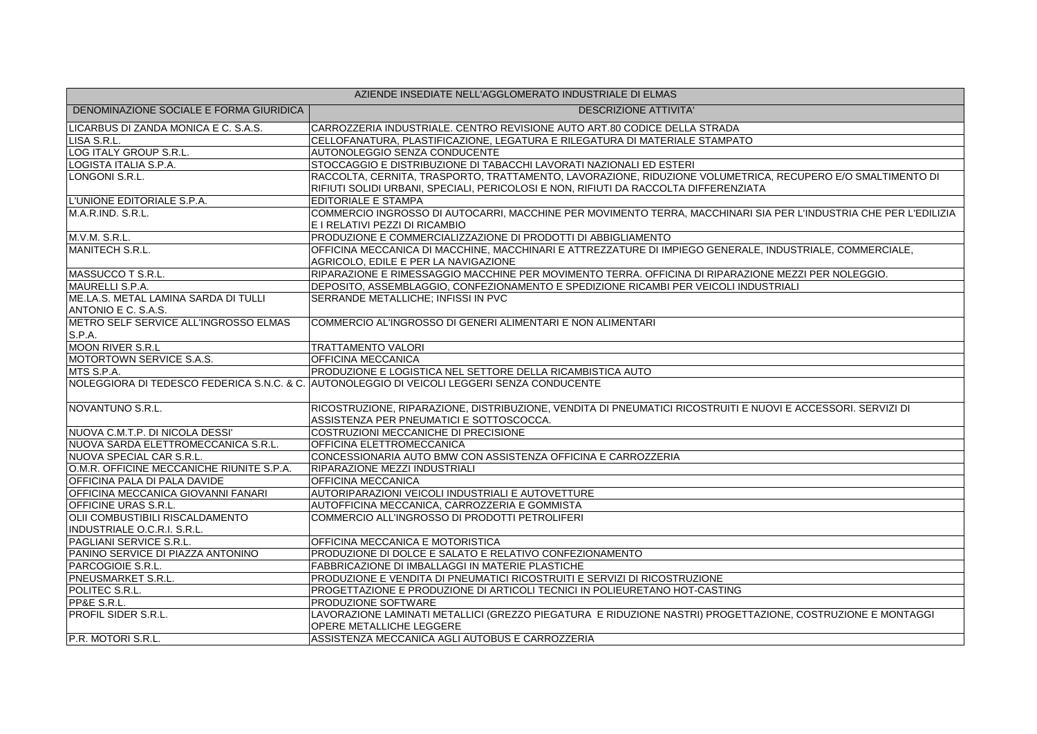| AZIENDE INSEDIATE NELL'AGGLOMERATO INDUSTRIALE DI ELMAS | |
|---|---|
| DENOMINAZIONE SOCIALE E FORMA GIURIDICA | DESCRIZIONE ATTIVITA' |
| LICARBUS DI ZANDA MONICA E C. S.A.S. | CARROZZERIA INDUSTRIALE. CENTRO REVISIONE AUTO ART.80 CODICE DELLA STRADA |
| LISA S.R.L. | CELLOFANATURA, PLASTIFICAZIONE, LEGATURA E RILEGATURA DI MATERIALE STAMPATO |
| LOG ITALY GROUP S.R.L. | AUTONOLEGGIO SENZA CONDUCENTE |
| LOGISTA ITALIA S.P.A. | STOCCAGGIO E DISTRIBUZIONE DI TABACCHI LAVORATI NAZIONALI ED ESTERI |
| LONGONI S.R.L. | RACCOLTA, CERNITA, TRASPORTO, TRATTAMENTO, LAVORAZIONE, RIDUZIONE VOLUMETRICA, RECUPERO E/O SMALTIMENTO DI RIFIUTI SOLIDI URBANI, SPECIALI, PERICOLOSI E NON, RIFIUTI DA RACCOLTA DIFFERENZIATA |
| L'UNIONE EDITORIALE S.P.A. | EDITORIALE E STAMPA |
| M.A.R.IND. S.R.L. | COMMERCIO INGROSSO DI AUTOCARRI, MACCHINE PER MOVIMENTO TERRA, MACCHINARI SIA PER L'INDUSTRIA CHE PER L'EDILIZIA E I RELATIVI PEZZI DI RICAMBIO |
| M.V.M. S.R.L. | PRODUZIONE E COMMERCIALIZZAZIONE DI PRODOTTI DI ABBIGLIAMENTO |
| MANITECH S.R.L. | OFFICINA MECCANICA DI MACCHINE, MACCHINARI E ATTREZZATURE DI IMPIEGO GENERALE, INDUSTRIALE, COMMERCIALE, AGRICOLO, EDILE E PER LA NAVIGAZIONE |
| MASSUCCO T S.R.L. | RIPARAZIONE E RIMESSAGGIO MACCHINE PER MOVIMENTO TERRA. OFFICINA DI RIPARAZIONE MEZZI PER NOLEGGIO. |
| MAURELLI S.P.A. | DEPOSITO, ASSEMBLAGGIO, CONFEZIONAMENTO E SPEDIZIONE RICAMBI PER VEICOLI INDUSTRIALI |
| ME.LA.S. METAL LAMINA SARDA DI TULLI ANTONIO E C. S.A.S. | SERRANDE METALLICHE; INFISSI IN PVC |
| METRO SELF SERVICE ALL'INGROSSO ELMAS S.P.A. | COMMERCIO AL'INGROSSO DI GENERI ALIMENTARI E NON ALIMENTARI |
| MOON RIVER S.R.L | TRATTAMENTO VALORI |
| MOTORTOWN SERVICE S.A.S. | OFFICINA MECCANICA |
| MTS S.P.A. | PRODUZIONE E LOGISTICA NEL SETTORE DELLA RICAMBISTICA AUTO |
| NOLEGGIORA DI TEDESCO FEDERICA S.N.C. & C. | AUTONOLEGGIO DI VEICOLI LEGGERI SENZA CONDUCENTE |
| NOVANTUNO S.R.L. | RICOSTRUZIONE, RIPARAZIONE, DISTRIBUZIONE, VENDITA DI PNEUMATICI RICOSTRUITI E NUOVI E ACCESSORI. SERVIZI DI ASSISTENZA PER PNEUMATICI E SOTTOSCOCCA. |
| NUOVA C.M.T.P. DI NICOLA DESSI' | COSTRUZIONI MECCANICHE DI PRECISIONE |
| NUOVA SARDA ELETTROMECCANICA S.R.L. | OFFICINA ELETTROMECCANICA |
| NUOVA SPECIAL CAR S.R.L. | CONCESSIONARIA AUTO BMW CON ASSISTENZA OFFICINA E CARROZZERIA |
| O.M.R. OFFICINE MECCANICHE RIUNITE S.P.A. | RIPARAZIONE MEZZI INDUSTRIALI |
| OFFICINA PALA DI PALA DAVIDE | OFFICINA MECCANICA |
| OFFICINA MECCANICA GIOVANNI FANARI | AUTORIPARAZIONI VEICOLI INDUSTRIALI E AUTOVETTURE |
| OFFICINE URAS S.R.L. | AUTOFFICINA MECCANICA, CARROZZERIA E GOMMISTA |
| OLII COMBUSTIBILI RISCALDAMENTO INDUSTRIALE O.C.R.I. S.R.L. | COMMERCIO ALL'INGROSSO DI PRODOTTI PETROLIFERI |
| PAGLIANI SERVICE S.R.L. | OFFICINA MECCANICA E MOTORISTICA |
| PANINO SERVICE DI PIAZZA ANTONINO | PRODUZIONE DI DOLCE E SALATO E RELATIVO CONFEZIONAMENTO |
| PARCOGIOIE S.R.L. | FABBRICAZIONE DI IMBALLAGGI IN MATERIE PLASTICHE |
| PNEUSMARKET S.R.L. | PRODUZIONE E VENDITA DI PNEUMATICI RICOSTRUITI E SERVIZI DI RICOSTRUZIONE |
| POLITEC S.R.L. | PROGETTAZIONE E PRODUZIONE DI ARTICOLI TECNICI IN POLIEURETANO HOT-CASTING |
| PP&E S.R.L. | PRODUZIONE SOFTWARE |
| PROFIL SIDER S.R.L. | LAVORAZIONE LAMINATI METALLICI (GREZZO PIEGATURA E RIDUZIONE NASTRI) PROGETTAZIONE, COSTRUZIONE E MONTAGGI OPERE METALLICHE LEGGERE |
| P.R. MOTORI S.R.L. | ASSISTENZA MECCANICA AGLI AUTOBUS E CARROZZERIA |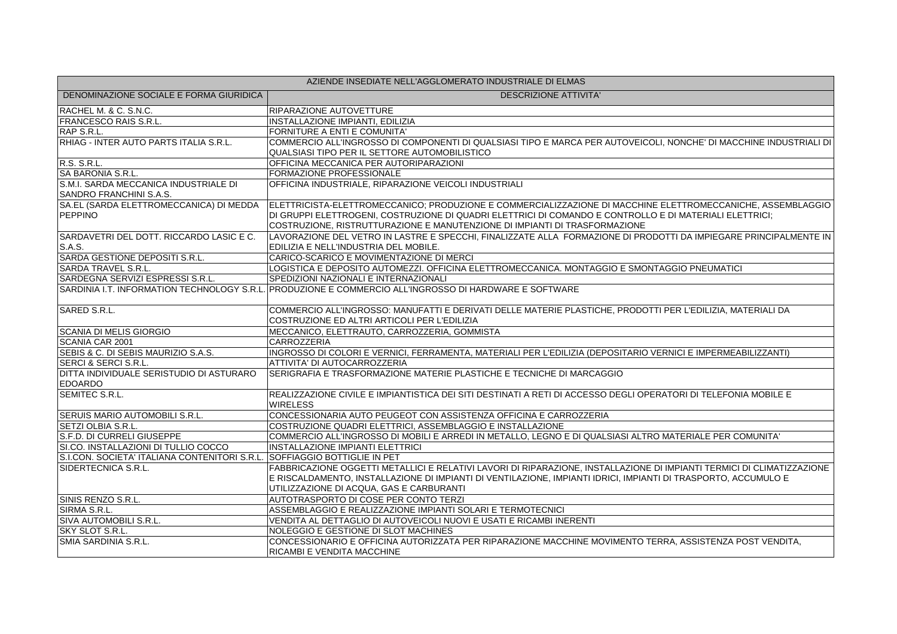| AZIENDE INSEDIATE NELL'AGGLOMERATO INDUSTRIALE DI ELMAS | |
|---|---|
| DENOMINAZIONE SOCIALE E FORMA GIURIDICA | DESCRIZIONE ATTIVITA' |
| RACHEL M. & C. S.N.C. | RIPARAZIONE AUTOVETTURE |
| FRANCESCO RAIS S.R.L. | INSTALLAZIONE IMPIANTI, EDILIZIA |
| RAP S.R.L. | FORNITURE A ENTI E COMUNITA' |
| RHIAG - INTER AUTO PARTS ITALIA S.R.L. | COMMERCIO ALL'INGROSSO DI COMPONENTI DI QUALSIASI TIPO E MARCA PER AUTOVEICOLI, NONCHE' DI MACCHINE INDUSTRIALI DI QUALSIASI TIPO PER IL SETTORE AUTOMOBILISTICO |
| R.S. S.R.L. | OFFICINA MECCANICA PER AUTORIPARAZIONI |
| SA BARONIA S.R.L. | FORMAZIONE PROFESSIONALE |
| S.M.I. SARDA MECCANICA INDUSTRIALE DI SANDRO FRANCHINI S.A.S. | OFFICINA INDUSTRIALE, RIPARAZIONE VEICOLI INDUSTRIALI |
| SA.EL (SARDA ELETTROMECCANICA) DI MEDDA PEPPINO | ELETTRICISTA-ELETTROMECCANICO; PRODUZIONE E COMMERCIALIZZAZIONE DI MACCHINE ELETTROMECCANICHE, ASSEMBLAGGIO DI GRUPPI ELETTROGENI, COSTRUZIONE DI QUADRI ELETTRICI DI COMANDO E CONTROLLO E DI MATERIALI ELETTRICI; COSTRUZIONE, RISTRUTTURAZIONE E MANUTENZIONE DI IMPIANTI DI TRASFORMAZIONE |
| SARDAVETRI DEL DOTT. RICCARDO LASIC E C. S.A.S. | LAVORAZIONE DEL VETRO IN LASTRE E SPECCHI, FINALIZZATE ALLA FORMAZIONE DI PRODOTTI DA IMPIEGARE PRINCIPALMENTE IN EDILIZIA E NELL'INDUSTRIA DEL MOBILE. |
| SARDA GESTIONE DEPOSITI S.R.L. | CARICO-SCARICO E MOVIMENTAZIONE DI MERCI |
| SARDA TRAVEL S.R.L. | LOGISTICA E DEPOSITO AUTOMEZZI. OFFICINA ELETTROMECCANICA. MONTAGGIO E SMONTAGGIO PNEUMATICI |
| SARDEGNA SERVIZI ESPRESSI S.R.L. | SPEDIZIONI NAZIONALI E INTERNAZIONALI |
| SARDINIA I.T. INFORMATION TECHNOLOGY S.R.L. | PRODUZIONE E COMMERCIO ALL'INGROSSO DI HARDWARE E SOFTWARE |
| SARED S.R.L. | COMMERCIO ALL'INGROSSO: MANUFATTI E DERIVATI DELLE MATERIE PLASTICHE, PRODOTTI PER L'EDILIZIA, MATERIALI DA COSTRUZIONE ED ALTRI ARTICOLI PER L'EDILIZIA |
| SCANIA DI MELIS GIORGIO | MECCANICO, ELETTRAUTO, CARROZZERIA, GOMMISTA |
| SCANIA CAR 2001 | CARROZZERIA |
| SEBIS & C. DI SEBIS MAURIZIO S.A.S. | INGROSSO DI COLORI E VERNICI, FERRAMENTA, MATERIALI PER L'EDILIZIA (DEPOSITARIO VERNICI E IMPERMEABILIZZANTI) |
| SERCI & SERCI S.R.L. | ATTIVITA' DI AUTOCARROZZERIA |
| DITTA INDIVIDUALE SERISTUDIO DI ASTURARO EDOARDO | SERIGRAFIA E TRASFORMAZIONE MATERIE PLASTICHE E TECNICHE DI MARCAGGIO |
| SEMITEC S.R.L. | REALIZZAZIONE CIVILE E IMPIANTISTICA DEI SITI DESTINATI A RETI DI ACCESSO DEGLI OPERATORI DI TELEFONIA MOBILE E WIRELESS |
| SERUIS MARIO AUTOMOBILI S.R.L. | CONCESSIONARIA AUTO PEUGEOT CON ASSISTENZA OFFICINA E CARROZZERIA |
| SETZI OLBIA S.R.L. | COSTRUZIONE QUADRI ELETTRICI, ASSEMBLAGGIO E INSTALLAZIONE |
| S.F.D. DI CURRELI GIUSEPPE | COMMERCIO ALL'INGROSSO DI MOBILI E ARREDI IN METALLO, LEGNO E DI QUALSIASI ALTRO MATERIALE PER COMUNITA' |
| SI.CO. INSTALLAZIONI DI TULLIO COCCO | INSTALLAZIONE IMPIANTI ELETTRICI |
| S.I.CON. SOCIETA' ITALIANA CONTENITORI S.R.L. | SOFFIAGGIO BOTTIGLIE IN PET |
| SIDERTECNICA S.R.L. | FABBRICAZIONE OGGETTI METALLICI E RELATIVI LAVORI DI RIPARAZIONE, INSTALLAZIONE DI IMPIANTI TERMICI DI CLIMATIZZAZIONE E RISCALDAMENTO, INSTALLAZIONE DI IMPIANTI DI VENTILAZIONE, IMPIANTI IDRICI, IMPIANTI DI TRASPORTO, ACCUMULO E UTILIZZAZIONE DI ACQUA, GAS E CARBURANTI |
| SINIS RENZO S.R.L. | AUTOTRASPORTO DI COSE PER CONTO TERZI |
| SIRMA S.R.L. | ASSEMBLAGGIO E REALIZZAZIONE IMPIANTI SOLARI E TERMOTECNICI |
| SIVA AUTOMOBILI S.R.L. | VENDITA AL DETTAGLIO DI AUTOVEICOLI NUOVI E USATI E RICAMBI INERENTI |
| SKY SLOT S.R.L. | NOLEGGIO E GESTIONE DI SLOT MACHINES |
| SMIA SARDINIA S.R.L. | CONCESSIONARIO E OFFICINA AUTORIZZATA PER RIPARAZIONE MACCHINE MOVIMENTO TERRA, ASSISTENZA POST VENDITA, RICAMBI E VENDITA MACCHINE |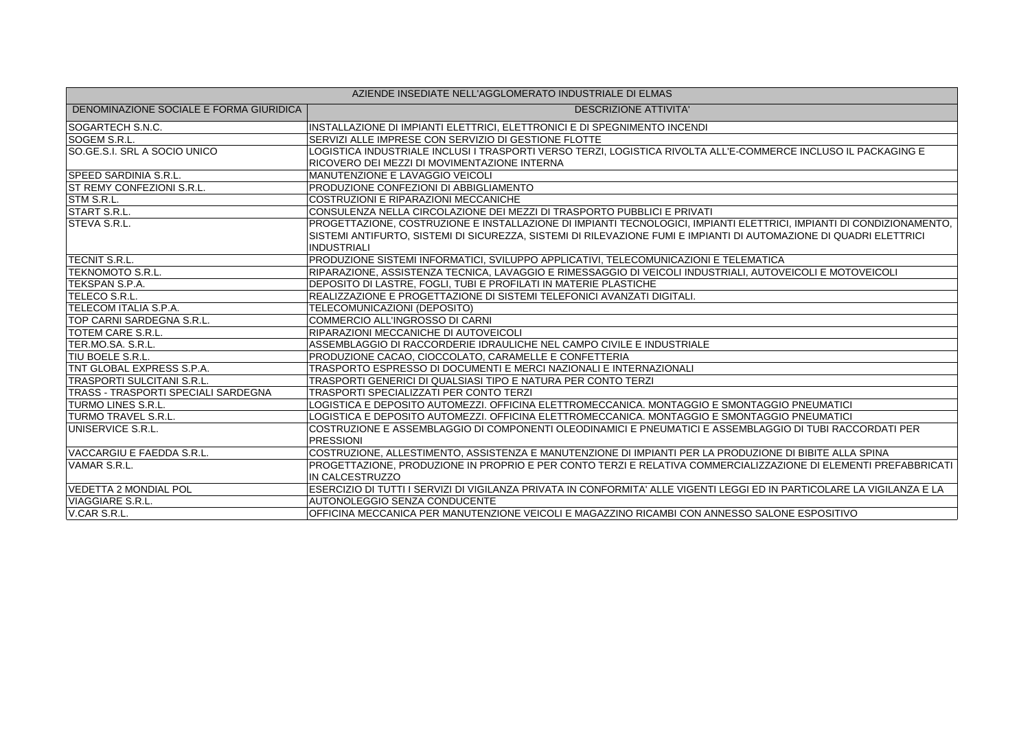| AZIENDE INSEDIATE NELL'AGGLOMERATO INDUSTRIALE DI ELMAS | |
|---|---|
| DENOMINAZIONE SOCIALE E FORMA GIURIDICA | DESCRIZIONE ATTIVITA' |
| SOGARTECH S.N.C. | INSTALLAZIONE DI IMPIANTI ELETTRICI, ELETTRONICI E DI SPEGNIMENTO INCENDI |
| SOGEM S.R.L. | SERVIZI ALLE IMPRESE CON SERVIZIO DI GESTIONE FLOTTE |
| SO.GE.S.I. SRL A SOCIO UNICO | LOGISTICA INDUSTRIALE INCLUSI I TRASPORTI VERSO TERZI, LOGISTICA RIVOLTA ALL'E-COMMERCE INCLUSO IL PACKAGING E RICOVERO DEI MEZZI DI MOVIMENTAZIONE INTERNA |
| SPEED SARDINIA S.R.L. | MANUTENZIONE E LAVAGGIO VEICOLI |
| ST REMY CONFEZIONI S.R.L. | PRODUZIONE CONFEZIONI DI ABBIGLIAMENTO |
| STM S.R.L. | COSTRUZIONI E RIPARAZIONI MECCANICHE |
| START S.R.L. | CONSULENZA NELLA CIRCOLAZIONE DEI MEZZI DI TRASPORTO PUBBLICI E PRIVATI |
| STEVA S.R.L. | PROGETTAZIONE, COSTRUZIONE E INSTALLAZIONE DI IMPIANTI TECNOLOGICI, IMPIANTI ELETTRICI, IMPIANTI DI CONDIZIONAMENTO, SISTEMI ANTIFURTO, SISTEMI DI SICUREZZA, SISTEMI DI RILEVAZIONE FUMI E IMPIANTI DI AUTOMAZIONE DI QUADRI ELETTRICI INDUSTRIALI |
| TECNIT S.R.L. | PRODUZIONE SISTEMI INFORMATICI, SVILUPPO APPLICATIVI, TELECOMUNICAZIONI E TELEMATICA |
| TEKNOMOTO S.R.L. | RIPARAZIONE, ASSISTENZA TECNICA, LAVAGGIO E RIMESSAGGIO DI VEICOLI INDUSTRIALI, AUTOVEICOLI E MOTOVEICOLI |
| TEKSPAN S.P.A. | DEPOSITO DI LASTRE, FOGLI, TUBI E PROFILATI IN MATERIE PLASTICHE |
| TELECO S.R.L. | REALIZZAZIONE E PROGETTAZIONE DI SISTEMI TELEFONICI AVANZATI DIGITALI. |
| TELECOM ITALIA S.P.A. | TELECOMUNICAZIONI (DEPOSITO) |
| TOP CARNI SARDEGNA S.R.L. | COMMERCIO ALL'INGROSSO DI CARNI |
| TOTEM CARE S.R.L. | RIPARAZIONI MECCANICHE DI AUTOVEICOLI |
| TER.MO.SA. S.R.L. | ASSEMBLAGGIO DI RACCORDERIE IDRAULICHE NEL CAMPO CIVILE E INDUSTRIALE |
| TIU BOELE S.R.L. | PRODUZIONE CACAO, CIOCCOLATO, CARAMELLE E CONFETTERIA |
| TNT GLOBAL EXPRESS S.P.A. | TRASPORTO ESPRESSO DI DOCUMENTI E MERCI NAZIONALI E INTERNAZIONALI |
| TRASPORTI SULCITANI S.R.L. | TRASPORTI GENERICI DI QUALSIASI TIPO E NATURA PER CONTO TERZI |
| TRASS - TRASPORTI SPECIALI SARDEGNA | TRASPORTI SPECIALIZZATI PER CONTO TERZI |
| TURMO LINES S.R.L. | LOGISTICA E DEPOSITO AUTOMEZZI. OFFICINA ELETTROMECCANICA. MONTAGGIO E SMONTAGGIO PNEUMATICI |
| TURMO TRAVEL S.R.L. | LOGISTICA E DEPOSITO AUTOMEZZI. OFFICINA ELETTROMECCANICA. MONTAGGIO E SMONTAGGIO PNEUMATICI |
| UNISERVICE S.R.L. | COSTRUZIONE E ASSEMBLAGGIO DI COMPONENTI OLEODINAMICI E PNEUMATICI E ASSEMBLAGGIO DI TUBI RACCORDATI PER PRESSIONI |
| VACCARGIU E FAEDDA S.R.L. | COSTRUZIONE, ALLESTIMENTO, ASSISTENZA E MANUTENZIONE DI IMPIANTI PER LA PRODUZIONE DI BIBITE ALLA SPINA |
| VAMAR S.R.L. | PROGETTAZIONE, PRODUZIONE IN PROPRIO E PER CONTO TERZI E RELATIVA COMMERCIALIZZAZIONE DI ELEMENTI PREFABBRICATI IN CALCESTRUZZO |
| VEDETTA 2 MONDIAL POL | ESERCIZIO DI TUTTI I SERVIZI DI VIGILANZA PRIVATA IN CONFORMITA' ALLE VIGENTI LEGGI ED IN PARTICOLARE LA VIGILANZA E LA |
| VIAGGIARE S.R.L. | AUTONOLEGGIO SENZA CONDUCENTE |
| V.CAR S.R.L. | OFFICINA MECCANICA PER MANUTENZIONE VEICOLI E MAGAZZINO RICAMBI CON ANNESSO SALONE ESPOSITIVO |